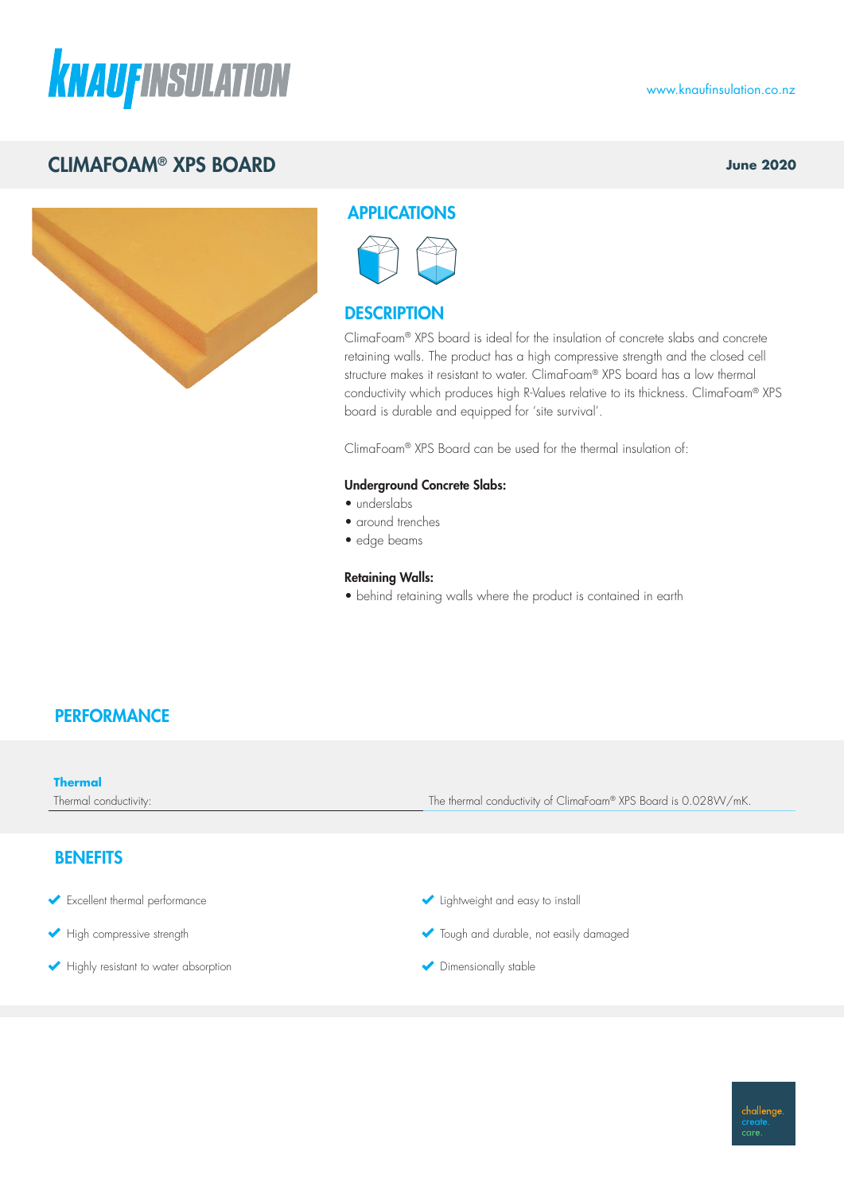# CLIMAFOAM® XPS BOARD

**June 2020**

## APPLICATIONS

## DESCRIPTION

ClimaFoam® XPS board is ideal for the insulation of concrete slabs and concrete retaining walls. The product has a high compressive strength and the closed cell structure makes it resistant to water. ClimaFoam® XPS board has a low thermal conductivity which produces high R-Values relative to its thickness. ClimaFoam® XPS board is durable and equipped for 'site survival'.

ClimaFoam® XPS Board can be used for the thermal insulation of:

**Underground Concrete Slabs:**

- underslabs
- around trenches
- edge beams

**Retaining Walls:**

- behind retaining walls where the product is contained in earth

## PERFORMANCE

**Thermal**

| Thermal conductivity: | The thermal conductivity of ClimaFoam® XPS Board is 0.028W/mK. |
|---|---|

## BENEFITS

- Excellent thermal performance
- High compressive strength
- Highly resistant to water absorption
- Lightweight and easy to install
- Tough and durable, not easily damaged
- Dimensionally stable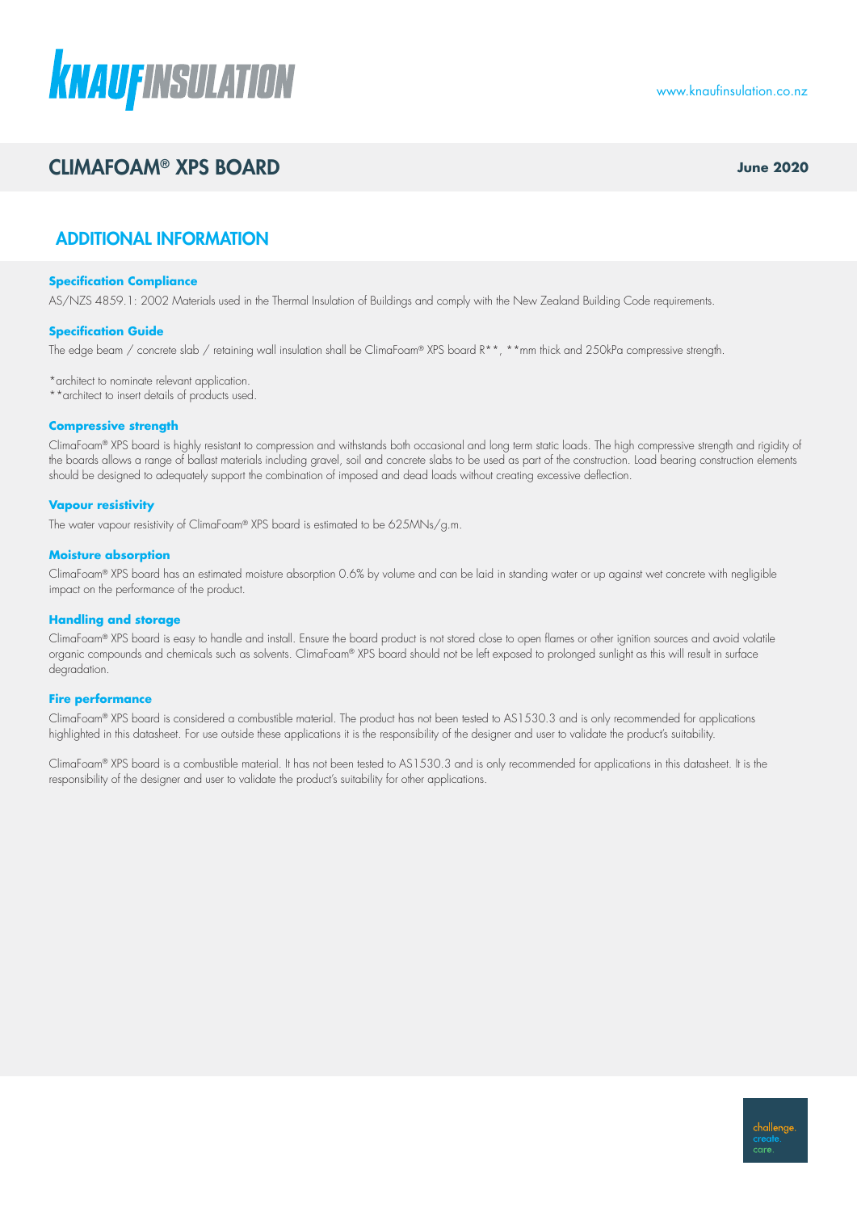# CLIMAFOAM® XPS BOARD

**June 2020**

## ADDITIONAL INFORMATION

### Specification Compliance

AS/NZS 4859.1: 2002 Materials used in the Thermal Insulation of Buildings and comply with the New Zealand Building Code requirements.

### Specification Guide

The edge beam / concrete slab / retaining wall insulation shall be ClimaFoam® XPS board R**, **mm thick and 250kPa compressive strength.

*architect to nominate relevant application.
**architect to insert details of products used.

### Compressive strength

ClimaFoam® XPS board is highly resistant to compression and withstands both occasional and long term static loads. The high compressive strength and rigidity of the boards allows a range of ballast materials including gravel, soil and concrete slabs to be used as part of the construction. Load bearing construction elements should be designed to adequately support the combination of imposed and dead loads without creating excessive deflection.

### Vapour resistivity

The water vapour resistivity of ClimaFoam® XPS board is estimated to be 625MNs/g.m.

### Moisture absorption

ClimaFoam® XPS board has an estimated moisture absorption 0.6% by volume and can be laid in standing water or up against wet concrete with negligible impact on the performance of the product.

### Handling and storage

ClimaFoam® XPS board is easy to handle and install. Ensure the board product is not stored close to open flames or other ignition sources and avoid volatile organic compounds and chemicals such as solvents. ClimaFoam® XPS board should not be left exposed to prolonged sunlight as this will result in surface degradation.

### Fire performance

ClimaFoam® XPS board is considered a combustible material. The product has not been tested to AS1530.3 and is only recommended for applications highlighted in this datasheet. For use outside these applications it is the responsibility of the designer and user to validate the product's suitability.

ClimaFoam® XPS board is a combustible material. It has not been tested to AS1530.3 and is only recommended for applications in this datasheet. It is the responsibility of the designer and user to validate the product's suitability for other applications.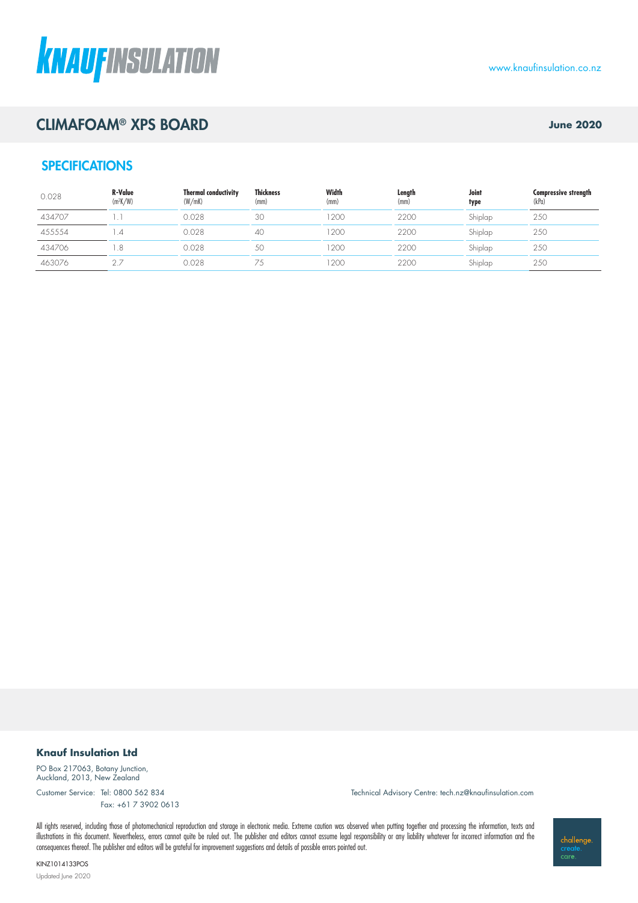KNAUFINSULATION

www.knaufinsulation.co.nz

# CLIMAFOAM® XPS BOARD

**June 2020**

## SPECIFICATIONS

| 0.028 | R-Value ($m^2K/W$) | Thermal conductivity (W/mK) | Thickness (mm) | Width (mm) | Length (mm) | Joint type | Compressive strength (kPa) |
|---|---|---|---|---|---|---|---|
| 434707 | 1.1 | 0.028 | 30 | 1200 | 2200 | Shiplap | 250 |
| 455554 | 1.4 | 0.028 | 40 | 1200 | 2200 | Shiplap | 250 |
| 434706 | 1.8 | 0.028 | 50 | 1200 | 2200 | Shiplap | 250 |
| 463076 | 2.7 | 0.028 | 75 | 1200 | 2200 | Shiplap | 250 |

**Knauf Insulation Ltd**

PO Box 217063, Botany Junction,
Auckland, 2013, New Zealand

Customer Service: Tel: 0800 562 834
Fax: +61 7 3902 0613

Technical Advisory Centre: tech.nz@knaufinsulation.com

All rights reserved, including those of photomechanical reproduction and storage in electronic media. Extreme caution was observed when putting together and processing the information, texts and illustrations in this document. Nevertheless, errors cannot quite be ruled out. The publisher and editors cannot assume legal responsibility or any liability whatever for incorrect information and the consequences thereof. The publisher and editors will be grateful for improvement suggestions and details of possible errors pointed out.

challenge.
create.
care.

KINZ1014133POS

Updated June 2020